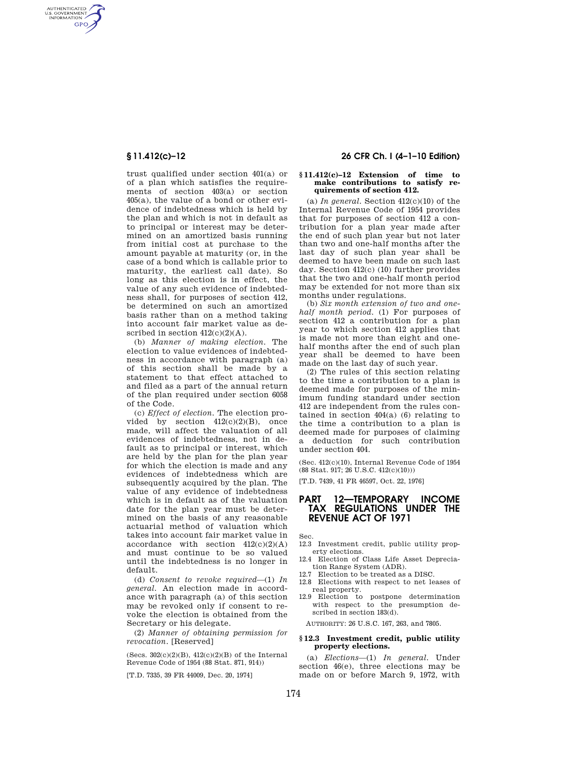trust qualified under section 401(a) or of a plan which satisfies the requirements of section 403(a) or section 405(a), the value of a bond or other evidence of indebtedness which is held by the plan and which is not in default as to principal or interest may be determined on an amortized basis running from initial cost at purchase to the amount payable at maturity (or, in the case of a bond which is callable prior to maturity, the earliest call date). So long as this election is in effect, the value of any such evidence of indebtedness shall, for purposes of section 412, be determined on such an amortized basis rather than on a method taking into account fair market value as described in section 412(c)(2)(A).

(b) *Manner of making election.* The election to value evidences of indebtedness in accordance with paragraph (a) of this section shall be made by a statement to that effect attached to and filed as a part of the annual return of the plan required under section 6058 of the Code.

(c) *Effect of election.* The election provided by section 412(c)(2)(B), once made, will affect the valuation of all evidences of indebtedness, not in default as to principal or interest, which are held by the plan for the plan year for which the election is made and any evidences of indebtedness which are subsequently acquired by the plan. The value of any evidence of indebtedness which is in default as of the valuation date for the plan year must be determined on the basis of any reasonable actuarial method of valuation which takes into account fair market value in accordance with section 412(c)(2)(A) and must continue to be so valued until the indebtedness is no longer in default.

(d) *Consent to revoke required*—(1) *In general.* An election made in accordance with paragraph (a) of this section may be revoked only if consent to revoke the election is obtained from the Secretary or his delegate.

(2) *Manner of obtaining permission for revocation.* [Reserved]

(Secs. 302(c)(2)(B), 412(c)(2)(B) of the Internal Revenue Code of 1954 (88 Stat. 871, 914))

[T.D. 7335, 39 FR 44009, Dec. 20, 1974]

### § 11.412(c)–12 Extension of time to make contributions to satisfy requirements of section 412.

(a) *In general.* Section 412(c)(10) of the Internal Revenue Code of 1954 provides that for purposes of section 412 a contribution for a plan year made after the end of such plan year but not later than two and one-half months after the last day of such plan year shall be deemed to have been made on such last day. Section 412(c) (10) further provides that the two and one-half month period may be extended for not more than six months under regulations.

(b) *Six month extension of two and one-half month period.* (1) For purposes of section 412 a contribution for a plan year to which section 412 applies that is made not more than eight and one-half months after the end of such plan year shall be deemed to have been made on the last day of such year.

(2) The rules of this section relating to the time a contribution to a plan is deemed made for purposes of the minimum funding standard under section 412 are independent from the rules contained in section 404(a) (6) relating to the time a contribution to a plan is deemed made for purposes of claiming a deduction for such contribution under section 404.

(Sec. 412(c)(10), Internal Revenue Code of 1954 (88 Stat. 917; 26 U.S.C. 412(c)(10)))

[T.D. 7439, 41 FR 46597, Oct. 22, 1976]

## PART 12—TEMPORARY INCOME TAX REGULATIONS UNDER THE REVENUE ACT OF 1971

Sec.
- 12.3 Investment credit, public utility property elections.
- 12.4 Election of Class Life Asset Depreciation Range System (ADR).
- 12.7 Election to be treated as a DISC.
- 12.8 Elections with respect to net leases of real property.
- 12.9 Election to postpone determination with respect to the presumption described in section 183(d).

AUTHORITY: 26 U.S.C. 167, 263, and 7805.

### § 12.3 Investment credit, public utility property elections.

(a) *Elections*—(1) *In general.* Under section 46(e), three elections may be made on or before March 9, 1972, with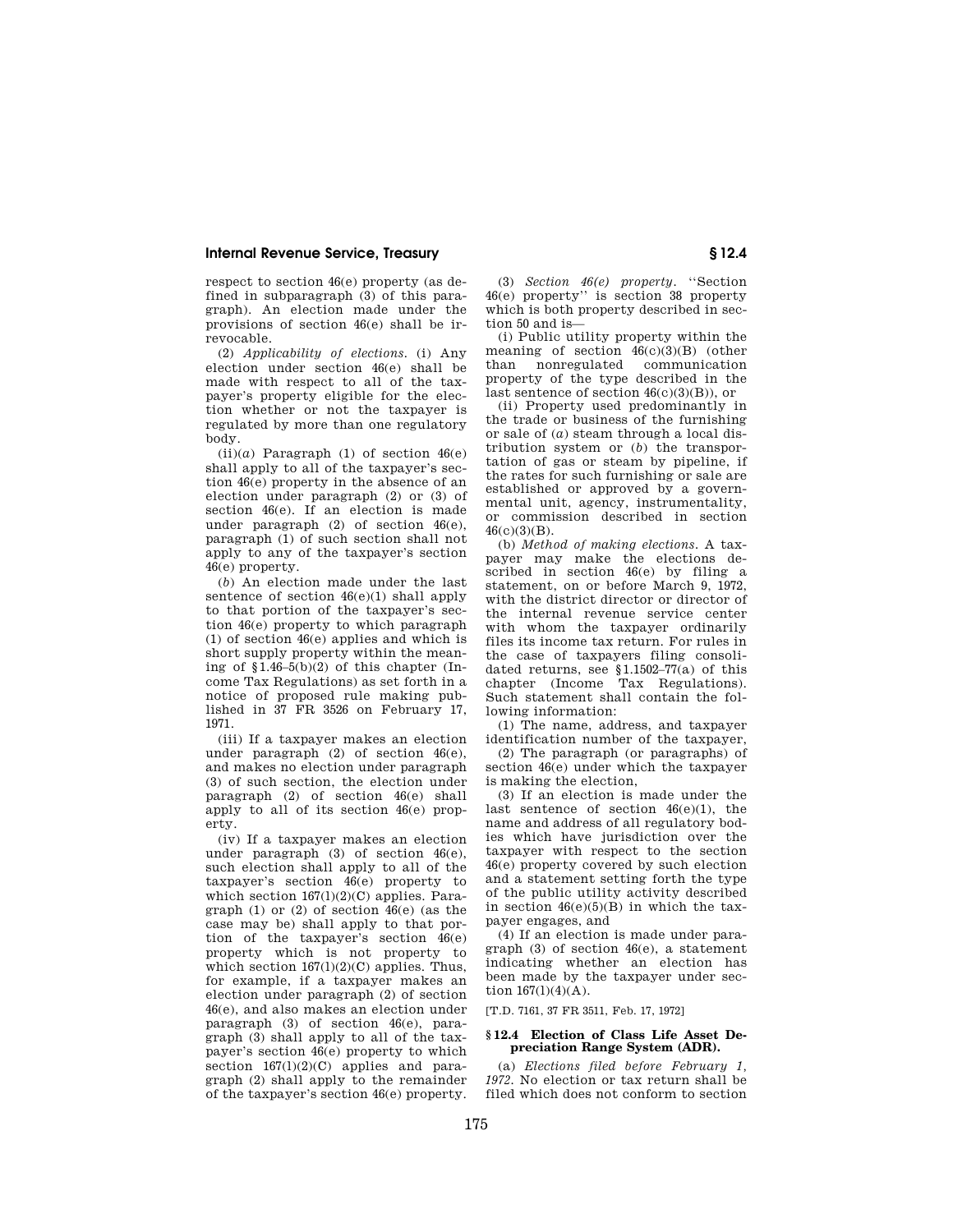respect to section 46(e) property (as defined in subparagraph (3) of this paragraph). An election made under the provisions of section 46(e) shall be irrevocable.

(2) *Applicability of elections.* (i) Any election under section 46(e) shall be made with respect to all of the taxpayer's property eligible for the election whether or not the taxpayer is regulated by more than one regulatory body.

(ii)(*a*) Paragraph (1) of section 46(e) shall apply to all of the taxpayer's section 46(e) property in the absence of an election under paragraph (2) or (3) of section 46(e). If an election is made under paragraph (2) of section 46(e), paragraph (1) of such section shall not apply to any of the taxpayer's section 46(e) property.

(*b*) An election made under the last sentence of section 46(e)(1) shall apply to that portion of the taxpayer's section 46(e) property to which paragraph (1) of section 46(e) applies and which is short supply property within the meaning of §1.46–5(b)(2) of this chapter (Income Tax Regulations) as set forth in a notice of proposed rule making published in 37 FR 3526 on February 17, 1971.

(iii) If a taxpayer makes an election under paragraph (2) of section 46(e), and makes no election under paragraph (3) of such section, the election under paragraph (2) of section 46(e) shall apply to all of its section 46(e) property.

(iv) If a taxpayer makes an election under paragraph (3) of section 46(e), such election shall apply to all of the taxpayer's section 46(e) property to which section 167(l)(2)(C) applies. Paragraph (1) or (2) of section 46(e) (as the case may be) shall apply to that portion of the taxpayer's section 46(e) property which is not property to which section 167(l)(2)(C) applies. Thus, for example, if a taxpayer makes an election under paragraph (2) of section 46(e), and also makes an election under paragraph (3) of section 46(e), paragraph (3) shall apply to all of the taxpayer's section 46(e) property to which section 167(l)(2)(C) applies and paragraph (2) shall apply to the remainder of the taxpayer's section 46(e) property.

(3) *Section 46(e) property.* ''Section 46(e) property'' is section 38 property which is both property described in section 50 and is—

(i) Public utility property within the meaning of section 46(c)(3)(B) (other than nonregulated communication property of the type described in the last sentence of section 46(c)(3)(B)), or

(ii) Property used predominantly in the trade or business of the furnishing or sale of (*a*) steam through a local distribution system or (*b*) the transportation of gas or steam by pipeline, if the rates for such furnishing or sale are established or approved by a governmental unit, agency, instrumentality, or commission described in section 46(c)(3)(B).

(b) *Method of making elections.* A taxpayer may make the elections described in section 46(e) by filing a statement, on or before March 9, 1972, with the district director or director of the internal revenue service center with whom the taxpayer ordinarily files its income tax return. For rules in the case of taxpayers filing consolidated returns, see §1.1502–77(a) of this chapter (Income Tax Regulations). Such statement shall contain the following information:

(1) The name, address, and taxpayer identification number of the taxpayer,

(2) The paragraph (or paragraphs) of section 46(e) under which the taxpayer is making the election,

(3) If an election is made under the last sentence of section 46(e)(1), the name and address of all regulatory bodies which have jurisdiction over the taxpayer with respect to the section 46(e) property covered by such election and a statement setting forth the type of the public utility activity described in section 46(e)(5)(B) in which the taxpayer engages, and

(4) If an election is made under paragraph (3) of section 46(e), a statement indicating whether an election has been made by the taxpayer under section 167(l)(4)(A).

[T.D. 7161, 37 FR 3511, Feb. 17, 1972]

### § 12.4 Election of Class Life Asset Depreciation Range System (ADR).

(a) *Elections filed before February 1, 1972.* No election or tax return shall be filed which does not conform to section